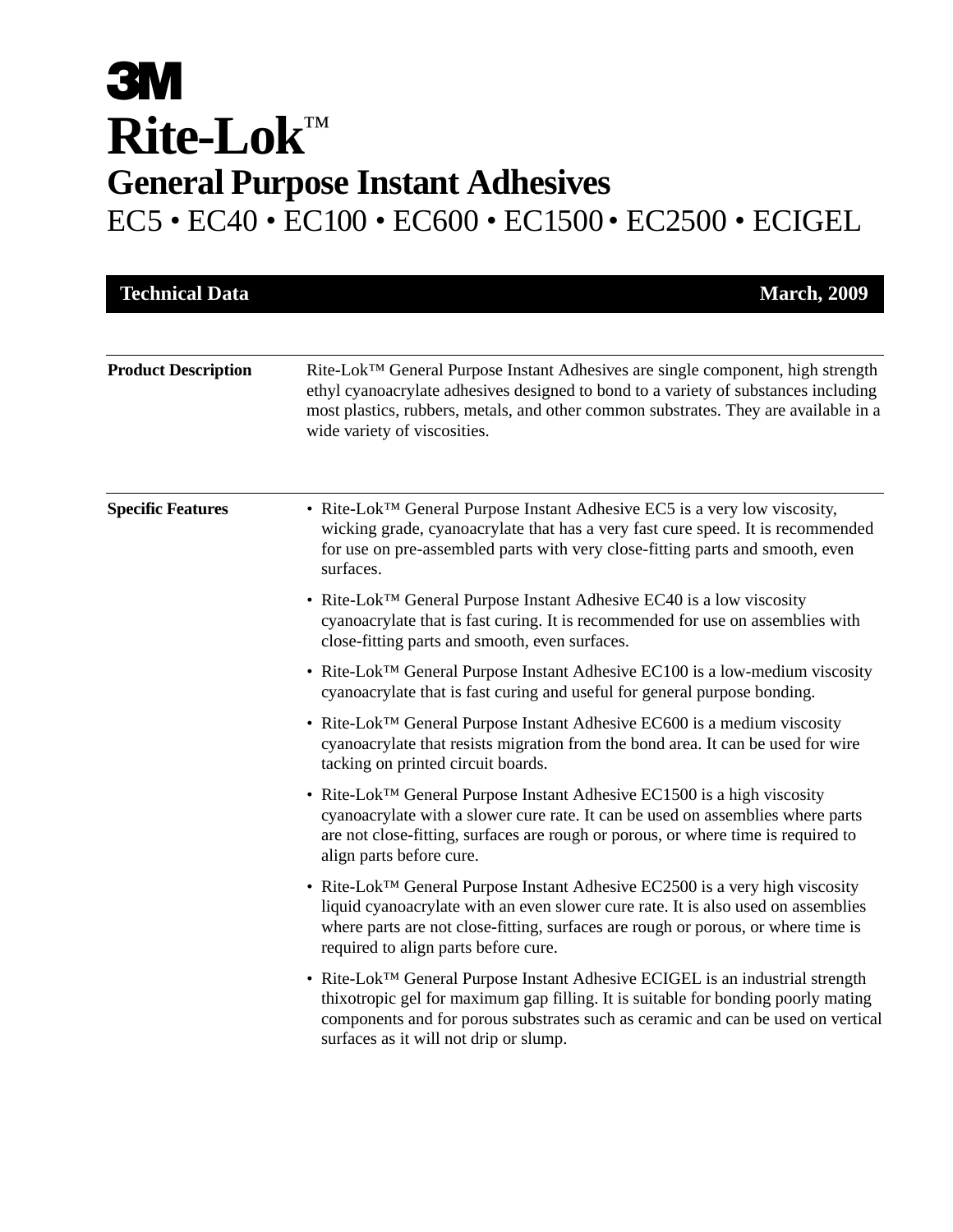# 3M

# Rite-Lok™

## General Purpose Instant Adhesives

EC5 • EC40 • EC100 • EC600 • EC1500 • EC2500 • ECIGEL

**Technical Data** — **March, 2009**

---

**Product Description**

Rite-Lok™ General Purpose Instant Adhesives are single component, high strength ethyl cyanoacrylate adhesives designed to bond to a variety of substances including most plastics, rubbers, metals, and other common substrates. They are available in a wide variety of viscosities.

---

**Specific Features**

- Rite-Lok™ General Purpose Instant Adhesive EC5 is a very low viscosity, wicking grade, cyanoacrylate that has a very fast cure speed. It is recommended for use on pre-assembled parts with very close-fitting parts and smooth, even surfaces.
- Rite-Lok™ General Purpose Instant Adhesive EC40 is a low viscosity cyanoacrylate that is fast curing. It is recommended for use on assemblies with close-fitting parts and smooth, even surfaces.
- Rite-Lok™ General Purpose Instant Adhesive EC100 is a low-medium viscosity cyanoacrylate that is fast curing and useful for general purpose bonding.
- Rite-Lok™ General Purpose Instant Adhesive EC600 is a medium viscosity cyanoacrylate that resists migration from the bond area. It can be used for wire tacking on printed circuit boards.
- Rite-Lok™ General Purpose Instant Adhesive EC1500 is a high viscosity cyanoacrylate with a slower cure rate. It can be used on assemblies where parts are not close-fitting, surfaces are rough or porous, or where time is required to align parts before cure.
- Rite-Lok™ General Purpose Instant Adhesive EC2500 is a very high viscosity liquid cyanoacrylate with an even slower cure rate. It is also used on assemblies where parts are not close-fitting, surfaces are rough or porous, or where time is required to align parts before cure.
- Rite-Lok™ General Purpose Instant Adhesive ECIGEL is an industrial strength thixotropic gel for maximum gap filling. It is suitable for bonding poorly mating components and for porous substrates such as ceramic and can be used on vertical surfaces as it will not drip or slump.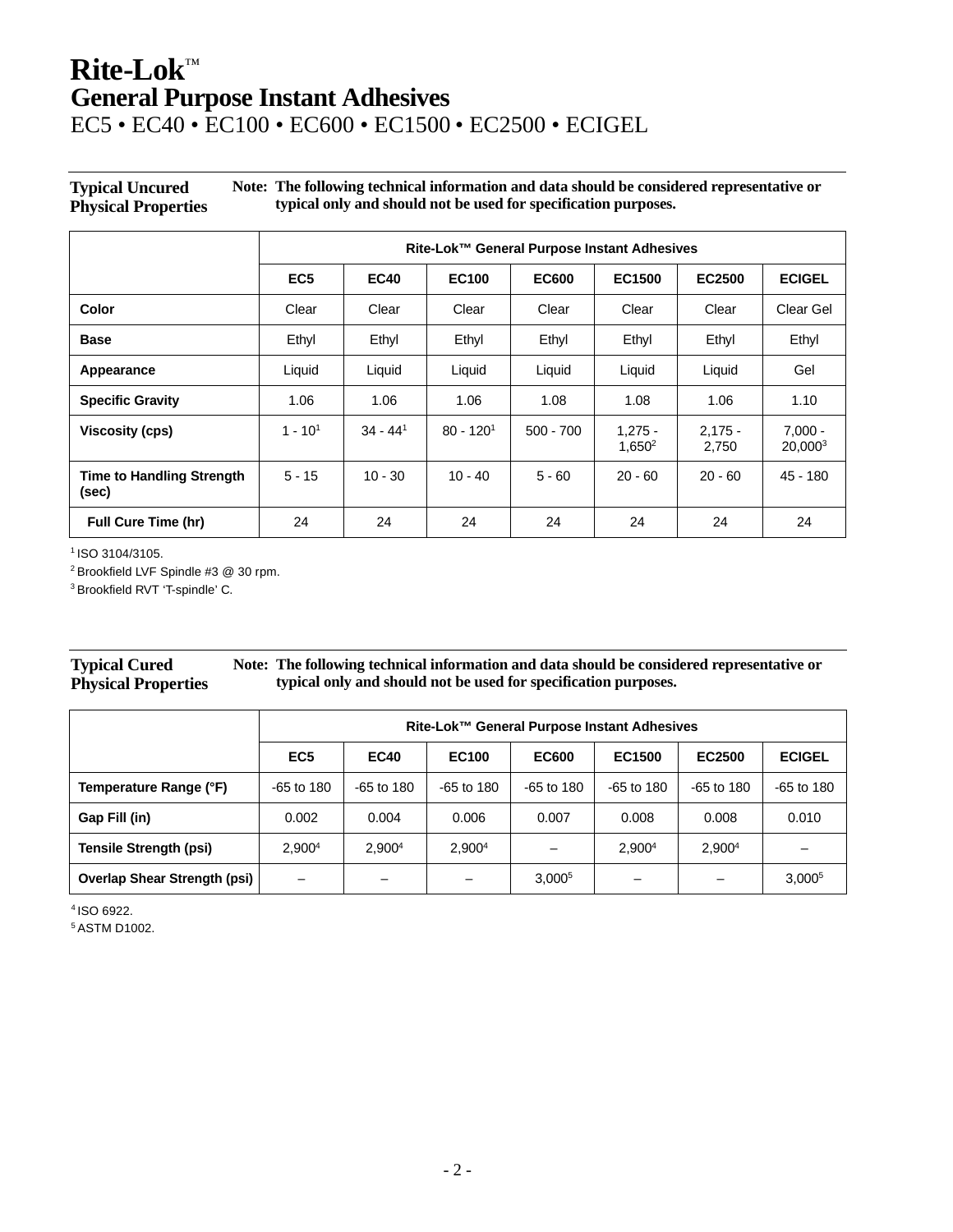# Rite-Lok™
## General Purpose Instant Adhesives
EC5 • EC40 • EC100 • EC600 • EC1500 • EC2500 • ECIGEL

### Typical Uncured Physical Properties

**Note: The following technical information and data should be considered representative or typical only and should not be used for specification purposes.**

| | Rite-Lok™ General Purpose Instant Adhesives | | | | | | |
|---|---|---|---|---|---|---|---|
| | **EC5** | **EC40** | **EC100** | **EC600** | **EC1500** | **EC2500** | **ECIGEL** |
| **Color** | Clear | Clear | Clear | Clear | Clear | Clear | Clear Gel |
| **Base** | Ethyl | Ethyl | Ethyl | Ethyl | Ethyl | Ethyl | Ethyl |
| **Appearance** | Liquid | Liquid | Liquid | Liquid | Liquid | Liquid | Gel |
| **Specific Gravity** | 1.06 | 1.06 | 1.06 | 1.08 | 1.08 | 1.06 | 1.10 |
| **Viscosity (cps)** | 1 - 10[1] | 34 - 44[1] | 80 - 120[1] | 500 - 700 | 1,275 - 1,650[2] | 2,175 - 2,750 | 7,000 - 20,000[3] |
| **Time to Handling Strength (sec)** | 5 - 15 | 10 - 30 | 10 - 40 | 5 - 60 | 20 - 60 | 20 - 60 | 45 - 180 |
| **Full Cure Time (hr)** | 24 | 24 | 24 | 24 | 24 | 24 | 24 |

[1] ISO 3104/3105.
[2] Brookfield LVF Spindle #3 @ 30 rpm.
[3] Brookfield RVT 'T-spindle' C.

### Typical Cured Physical Properties

**Note: The following technical information and data should be considered representative or typical only and should not be used for specification purposes.**

| | Rite-Lok™ General Purpose Instant Adhesives | | | | | | |
|---|---|---|---|---|---|---|---|
| | **EC5** | **EC40** | **EC100** | **EC600** | **EC1500** | **EC2500** | **ECIGEL** |
| **Temperature Range (°F)** | -65 to 180 | -65 to 180 | -65 to 180 | -65 to 180 | -65 to 180 | -65 to 180 | -65 to 180 |
| **Gap Fill (in)** | 0.002 | 0.004 | 0.006 | 0.007 | 0.008 | 0.008 | 0.010 |
| **Tensile Strength (psi)** | 2,900[4] | 2,900[4] | 2,900[4] | – | 2,900[4] | 2,900[4] | – |
| **Overlap Shear Strength (psi)** | – | – | – | 3,000[5] | – | – | 3,000[5] |

[4] ISO 6922.
[5] ASTM D1002.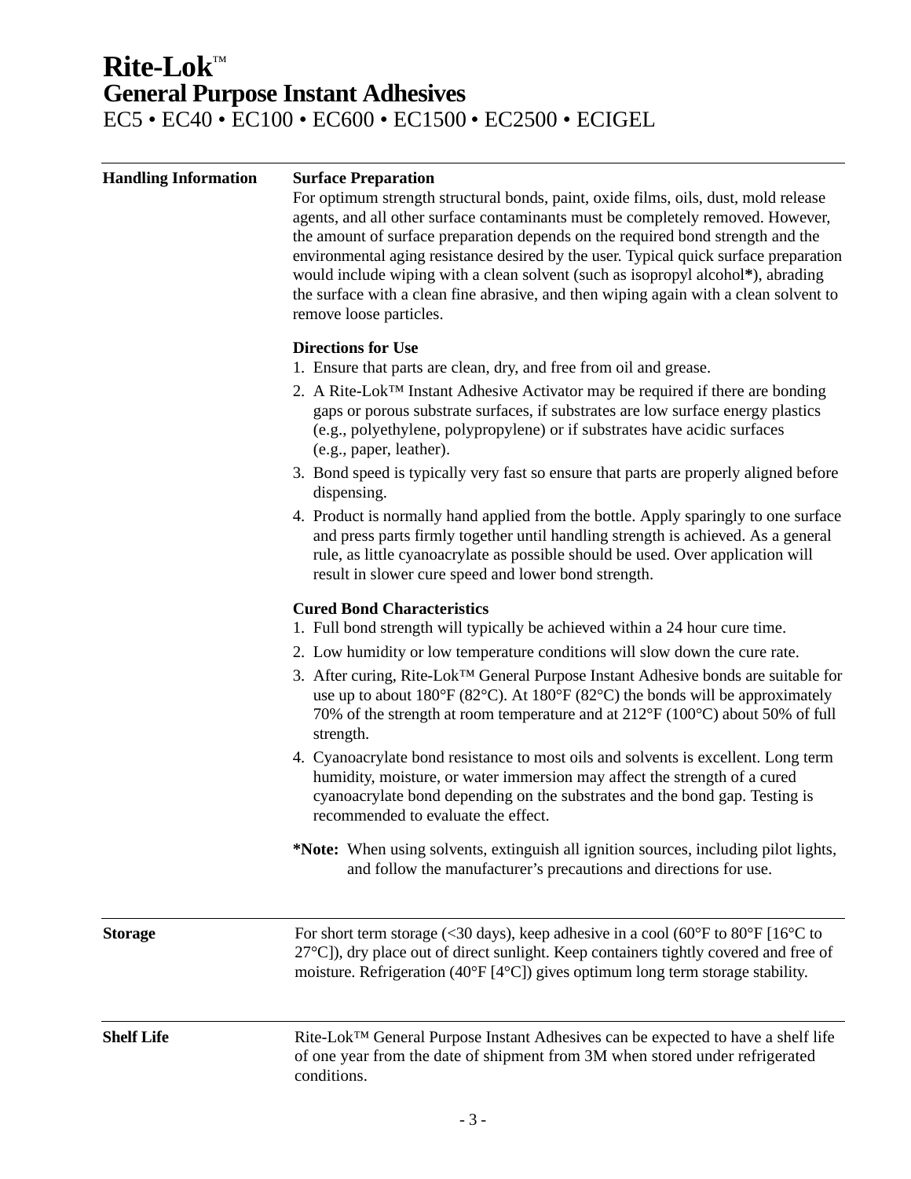# Rite-Lok™
## General Purpose Instant Adhesives
EC5 • EC40 • EC100 • EC600 • EC1500 • EC2500 • ECIGEL

## Handling Information

### Surface Preparation

For optimum strength structural bonds, paint, oxide films, oils, dust, mold release agents, and all other surface contaminants must be completely removed. However, the amount of surface preparation depends on the required bond strength and the environmental aging resistance desired by the user. Typical quick surface preparation would include wiping with a clean solvent (such as isopropyl alcohol**\***), abrading the surface with a clean fine abrasive, and then wiping again with a clean solvent to remove loose particles.

### Directions for Use

1. Ensure that parts are clean, dry, and free from oil and grease.
2. A Rite-Lok™ Instant Adhesive Activator may be required if there are bonding gaps or porous substrate surfaces, if substrates are low surface energy plastics (e.g., polyethylene, polypropylene) or if substrates have acidic surfaces (e.g., paper, leather).
3. Bond speed is typically very fast so ensure that parts are properly aligned before dispensing.
4. Product is normally hand applied from the bottle. Apply sparingly to one surface and press parts firmly together until handling strength is achieved. As a general rule, as little cyanoacrylate as possible should be used. Over application will result in slower cure speed and lower bond strength.

### Cured Bond Characteristics

1. Full bond strength will typically be achieved within a 24 hour cure time.
2. Low humidity or low temperature conditions will slow down the cure rate.
3. After curing, Rite-Lok™ General Purpose Instant Adhesive bonds are suitable for use up to about 180°F (82°C). At 180°F (82°C) the bonds will be approximately 70% of the strength at room temperature and at 212°F (100°C) about 50% of full strength.
4. Cyanoacrylate bond resistance to most oils and solvents is excellent. Long term humidity, moisture, or water immersion may affect the strength of a cured cyanoacrylate bond depending on the substrates and the bond gap. Testing is recommended to evaluate the effect.

**\*Note:** When using solvents, extinguish all ignition sources, including pilot lights, and follow the manufacturer's precautions and directions for use.

## Storage

For short term storage (<30 days), keep adhesive in a cool (60°F to 80°F [16°C to 27°C]), dry place out of direct sunlight. Keep containers tightly covered and free of moisture. Refrigeration (40°F [4°C]) gives optimum long term storage stability.

## Shelf Life

Rite-Lok™ General Purpose Instant Adhesives can be expected to have a shelf life of one year from the date of shipment from 3M when stored under refrigerated conditions.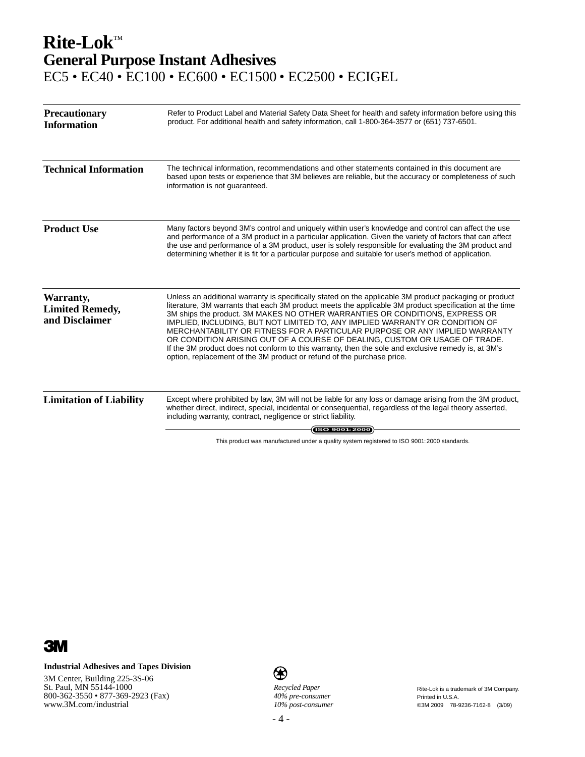# Rite-Lok™
## General Purpose Instant Adhesives
EC5 • EC40 • EC100 • EC600 • EC1500 • EC2500 • ECIGEL

### Precautionary Information

Refer to Product Label and Material Safety Data Sheet for health and safety information before using this product. For additional health and safety information, call 1-800-364-3577 or (651) 737-6501.

### Technical Information

The technical information, recommendations and other statements contained in this document are based upon tests or experience that 3M believes are reliable, but the accuracy or completeness of such information is not guaranteed.

### Product Use

Many factors beyond 3M's control and uniquely within user's knowledge and control can affect the use and performance of a 3M product in a particular application. Given the variety of factors that can affect the use and performance of a 3M product, user is solely responsible for evaluating the 3M product and determining whether it is fit for a particular purpose and suitable for user's method of application.

### Warranty, Limited Remedy, and Disclaimer

Unless an additional warranty is specifically stated on the applicable 3M product packaging or product literature, 3M warrants that each 3M product meets the applicable 3M product specification at the time 3M ships the product. 3M MAKES NO OTHER WARRANTIES OR CONDITIONS, EXPRESS OR IMPLIED, INCLUDING, BUT NOT LIMITED TO, ANY IMPLIED WARRANTY OR CONDITION OF MERCHANTABILITY OR FITNESS FOR A PARTICULAR PURPOSE OR ANY IMPLIED WARRANTY OR CONDITION ARISING OUT OF A COURSE OF DEALING, CUSTOM OR USAGE OF TRADE. If the 3M product does not conform to this warranty, then the sole and exclusive remedy is, at 3M's option, replacement of the 3M product or refund of the purchase price.

### Limitation of Liability

Except where prohibited by law, 3M will not be liable for any loss or damage arising from the 3M product, whether direct, indirect, special, incidental or consequential, regardless of the legal theory asserted, including warranty, contract, negligence or strict liability.

ISO 9001:2000

This product was manufactured under a quality system registered to ISO 9001:2000 standards.

3M

**Industrial Adhesives and Tapes Division**

3M Center, Building 225-3S-06
St. Paul, MN 55144-1000
800-362-3550 • 877-369-2923 (Fax)
www.3M.com/industrial

*Recycled Paper*
*40% pre-consumer*
*10% post-consumer*

Rite-Lok is a trademark of 3M Company.
Printed in U.S.A.
©3M 2009 78-9236-7162-8 (3/09)